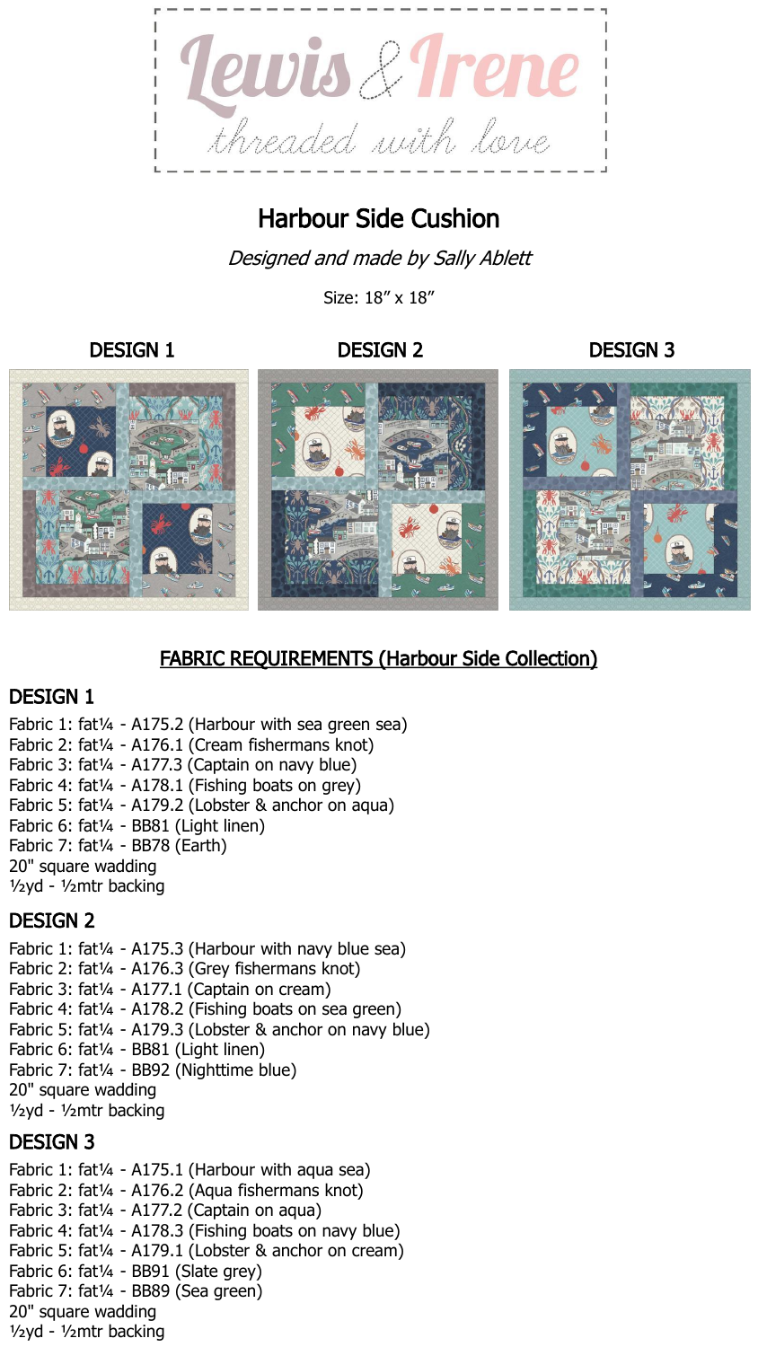Lewis & Irene

threaded with love

# Harbour Side Cushion

*Designed and made by Sally Ablett*

Size: 18″ x 18″

DESIGN 1 | DESIGN 2 | DESIGN 3

## FABRIC REQUIREMENTS (Harbour Side Collection)

### DESIGN 1

Fabric 1: fat¼ - A175.2 (Harbour with sea green sea)
Fabric 2: fat¼ - A176.1 (Cream fishermans knot)
Fabric 3: fat¼ - A177.3 (Captain on navy blue)
Fabric 4: fat¼ - A178.1 (Fishing boats on grey)
Fabric 5: fat¼ - A179.2 (Lobster & anchor on aqua)
Fabric 6: fat¼ - BB81 (Light linen)
Fabric 7: fat¼ - BB78 (Earth)
20" square wadding
½yd - ½mtr backing

### DESIGN 2

Fabric 1: fat¼ - A175.3 (Harbour with navy blue sea)
Fabric 2: fat¼ - A176.3 (Grey fishermans knot)
Fabric 3: fat¼ - A177.1 (Captain on cream)
Fabric 4: fat¼ - A178.2 (Fishing boats on sea green)
Fabric 5: fat¼ - A179.3 (Lobster & anchor on navy blue)
Fabric 6: fat¼ - BB81 (Light linen)
Fabric 7: fat¼ - BB92 (Nighttime blue)
20" square wadding
½yd - ½mtr backing

### DESIGN 3

Fabric 1: fat¼ - A175.1 (Harbour with aqua sea)
Fabric 2: fat¼ - A176.2 (Aqua fishermans knot)
Fabric 3: fat¼ - A177.2 (Captain on aqua)
Fabric 4: fat¼ - A178.3 (Fishing boats on navy blue)
Fabric 5: fat¼ - A179.1 (Lobster & anchor on cream)
Fabric 6: fat¼ - BB91 (Slate grey)
Fabric 7: fat¼ - BB89 (Sea green)
20" square wadding
½yd - ½mtr backing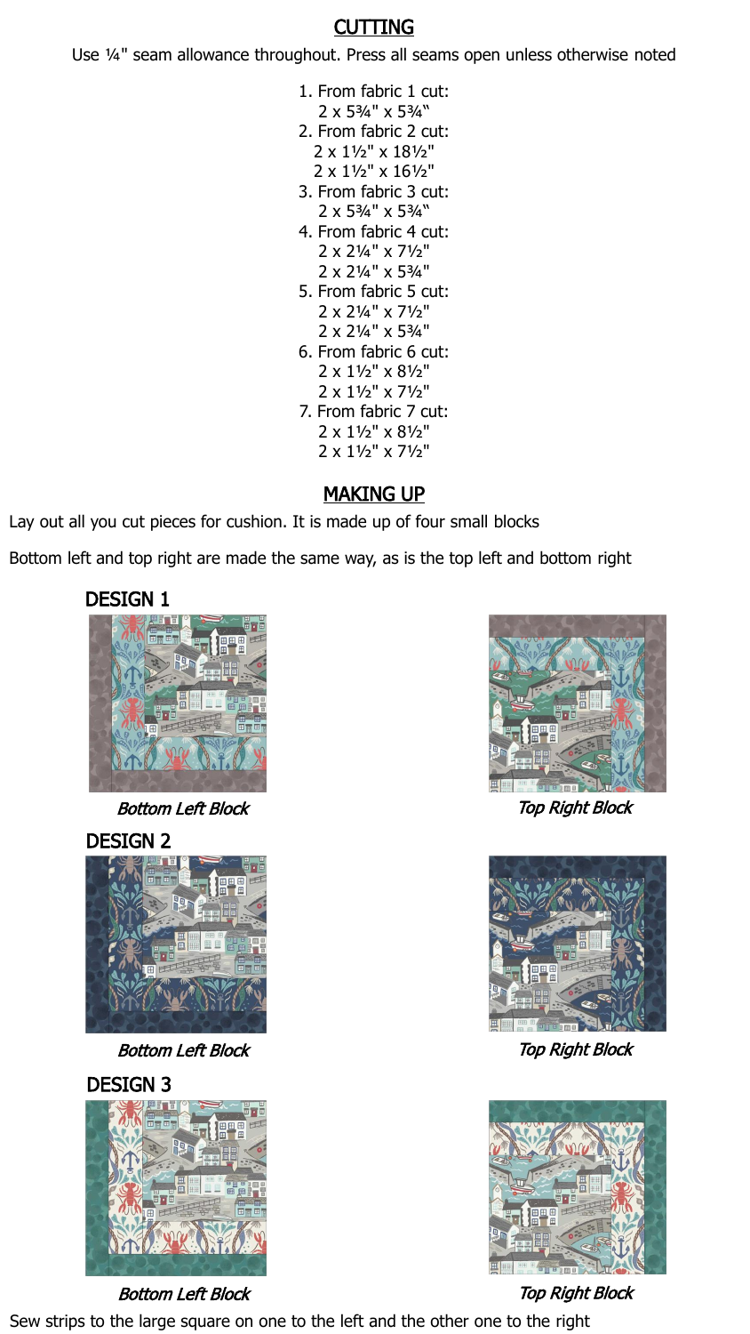## CUTTING

Use ¼" seam allowance throughout. Press all seams open unless otherwise noted

1. From fabric 1 cut:
   2 x 5¾" x 5¾"
2. From fabric 2 cut:
   2 x 1½" x 18½"
   2 x 1½" x 16½"
3. From fabric 3 cut:
   2 x 5¾" x 5¾"
4. From fabric 4 cut:
   2 x 2¼" x 7½"
   2 x 2¼" x 5¾"
5. From fabric 5 cut:
   2 x 2¼" x 7½"
   2 x 2¼" x 5¾"
6. From fabric 6 cut:
   2 x 1½" x 8½"
   2 x 1½" x 7½"
7. From fabric 7 cut:
   2 x 1½" x 8½"
   2 x 1½" x 7½"

## MAKING UP

Lay out all you cut pieces for cushion. It is made up of four small blocks

Bottom left and top right are made the same way, as is the top left and bottom right

### DESIGN 1

*Bottom Left Block*

*Top Right Block*

### DESIGN 2

*Bottom Left Block*

*Top Right Block*

### DESIGN 3

*Bottom Left Block*

*Top Right Block*

Sew strips to the large square on one to the left and the other one to the right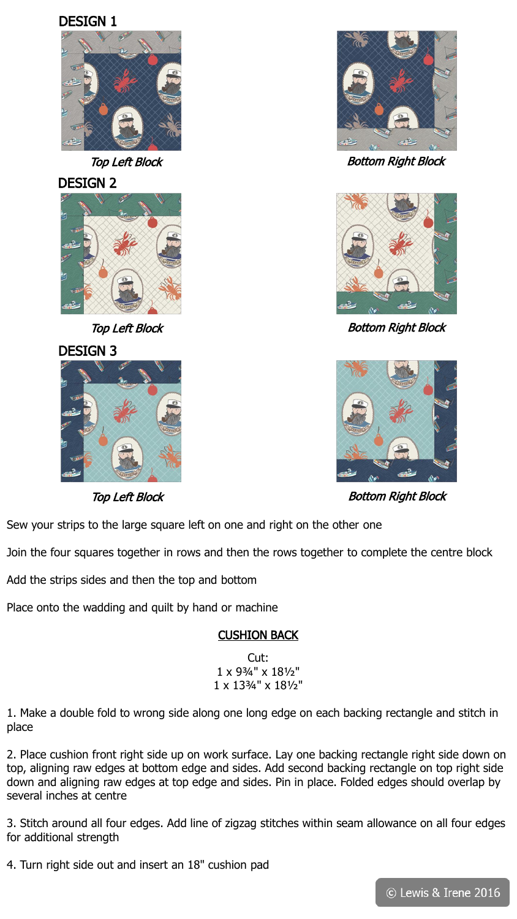## DESIGN 1

*Top Left Block*

*Bottom Right Block*

## DESIGN 2

*Top Left Block*

*Bottom Right Block*

## DESIGN 3

*Top Left Block*

*Bottom Right Block*

Sew your strips to the large square left on one and right on the other one

Join the four squares together in rows and then the rows together to complete the centre block

Add the strips sides and then the top and bottom

Place onto the wadding and quilt by hand or machine

## CUSHION BACK

Cut:
1 x 9¾" x 18½"
1 x 13¾" x 18½"

1. Make a double fold to wrong side along one long edge on each backing rectangle and stitch in place

2. Place cushion front right side up on work surface. Lay one backing rectangle right side down on top, aligning raw edges at bottom edge and sides. Add second backing rectangle on top right side down and aligning raw edges at top edge and sides. Pin in place. Folded edges should overlap by several inches at centre

3. Stitch around all four edges. Add line of zigzag stitches within seam allowance on all four edges for additional strength

4. Turn right side out and insert an 18" cushion pad

© Lewis & Irene 2016